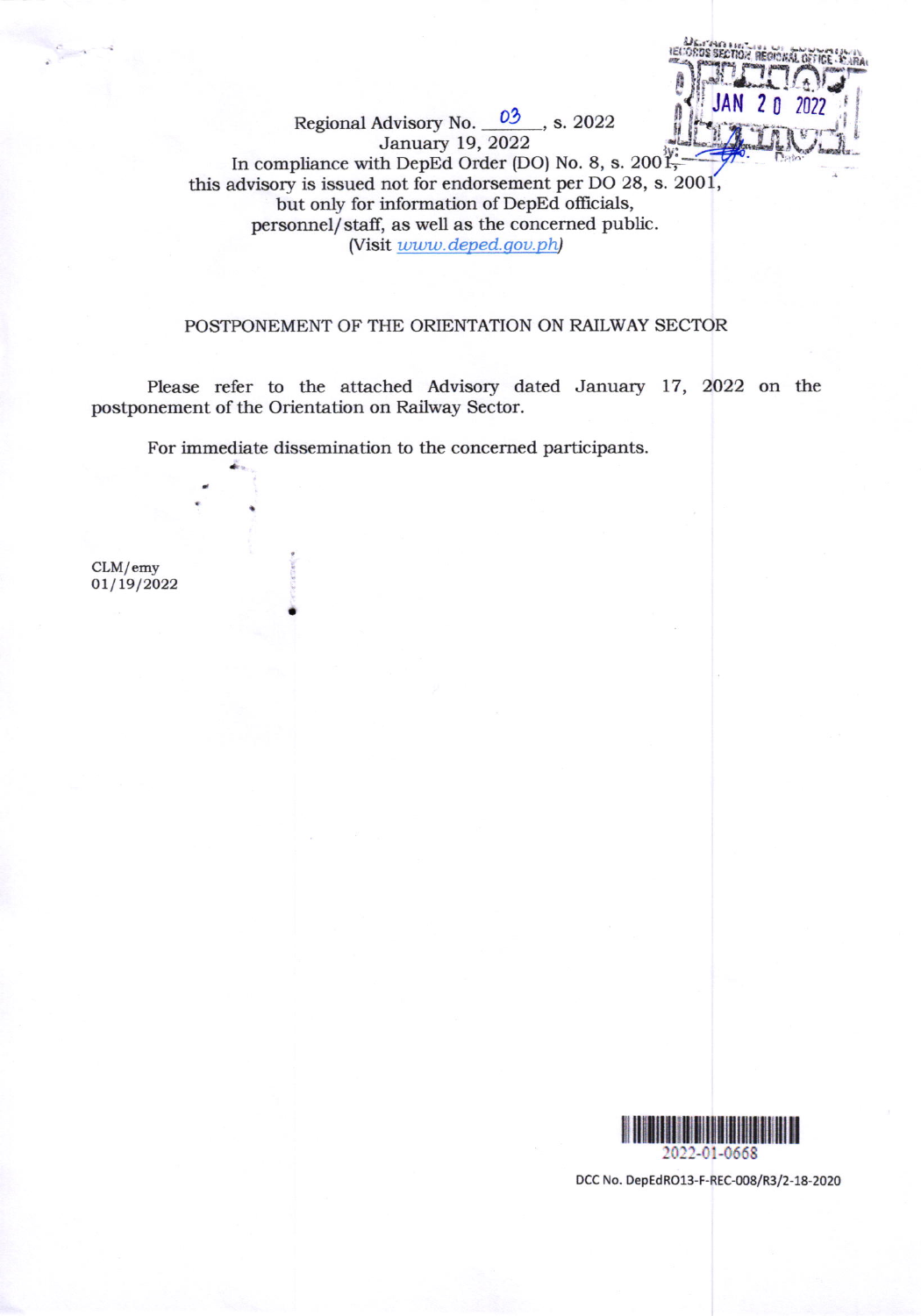Regional Advisory No. 03, s. 2022
January 19, 2022
In compliance with DepEd Order (DO) No. 8, s. 2001,
this advisory is issued not for endorsement per DO 28, s. 2001,
but only for information of DepEd officials,
personnel/staff, as well as the concerned public.
(Visit *www.deped.gov.ph*)

JAN 20 2022

## POSTPONEMENT OF THE ORIENTATION ON RAILWAY SECTOR

Please refer to the attached Advisory dated January 17, 2022 on the postponement of the Orientation on Railway Sector.

For immediate dissemination to the concerned participants.

CLM/emy
01/19/2022

2022-01-0668

DCC No. DepEdRO13-F-REC-008/R3/2-18-2020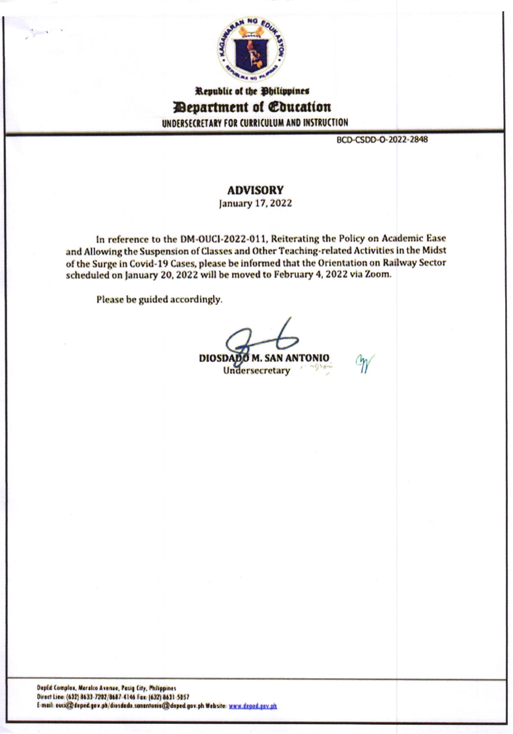Republic of the Philippines

Department of Education

UNDERSECRETARY FOR CURRICULUM AND INSTRUCTION

BCD-CSDD-O-2022-2848

## ADVISORY

January 17, 2022

In reference to the DM-OUCI-2022-011, Reiterating the Policy on Academic Ease and Allowing the Suspension of Classes and Other Teaching-related Activities in the Midst of the Surge in Covid-19 Cases, please be informed that the Orientation on Railway Sector scheduled on January 20, 2022 will be moved to February 4, 2022 via Zoom.

Please be guided accordingly.

**DIOSDADO M. SAN ANTONIO**
Undersecretary

DepEd Complex, Meralco Avenue, Pasig City, Philippines
Direct Line: (632) 8633-7202/8687-4146 Fax: (632) 8631-5057
E-mail: ouci@deped.gov.ph/diosdado.sanantonio@deped.gov.ph Website: www.deped.gov.ph